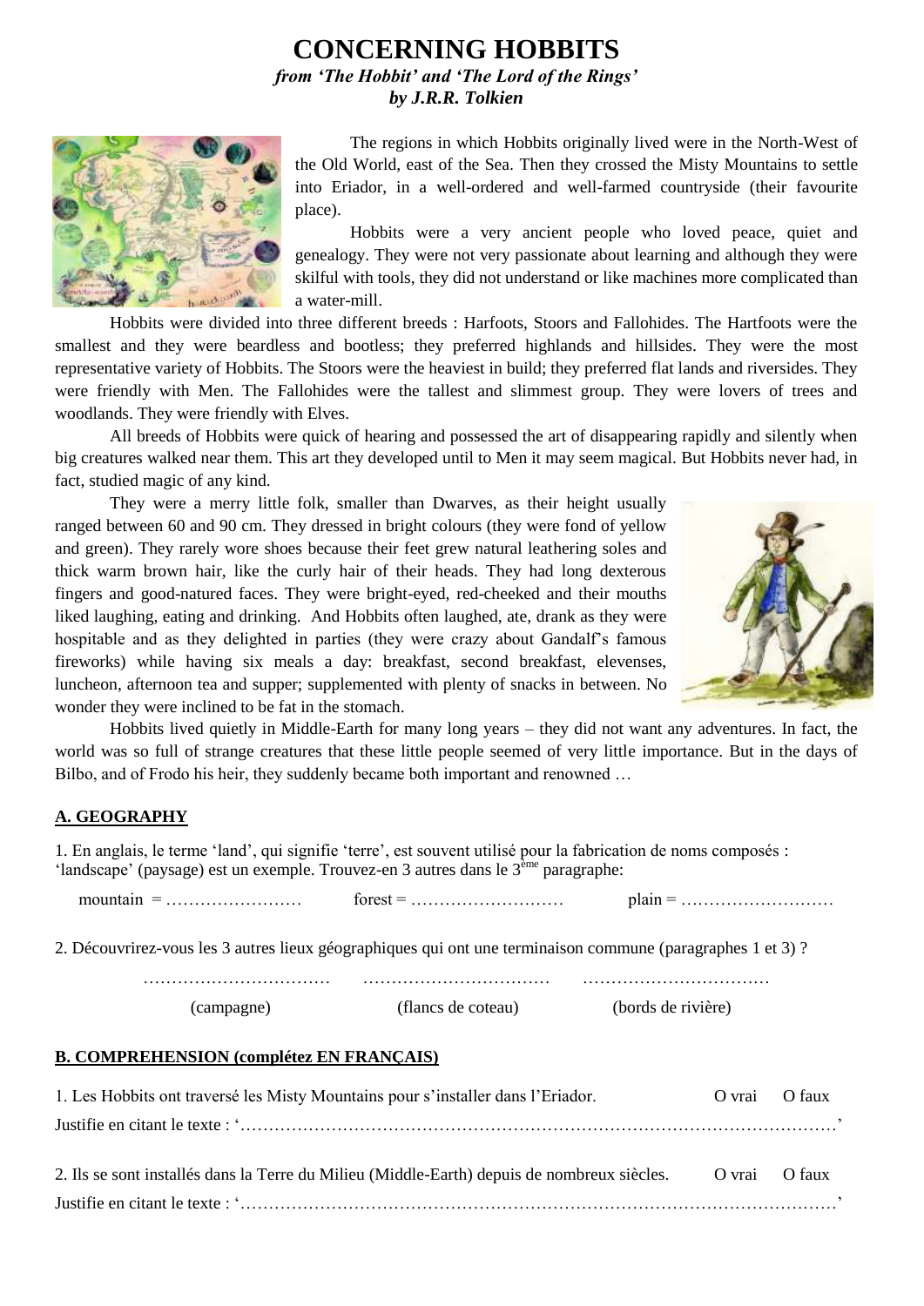# CONCERNING HOBBITS

***from 'The Hobbit' and 'The Lord of the Rings'***
***by J.R.R. Tolkien***

The regions in which Hobbits originally lived were in the North-West of the Old World, east of the Sea. Then they crossed the Misty Mountains to settle into Eriador, in a well-ordered and well-farmed countryside (their favourite place).

Hobbits were a very ancient people who loved peace, quiet and genealogy. They were not very passionate about learning and although they were skilful with tools, they did not understand or like machines more complicated than a water-mill.

Hobbits were divided into three different breeds : Harfoots, Stoors and Fallohides. The Hartfoots were the smallest and they were beardless and bootless; they preferred highlands and hillsides. They were the most representative variety of Hobbits. The Stoors were the heaviest in build; they preferred flat lands and riversides. They were friendly with Men. The Fallohides were the tallest and slimmest group. They were lovers of trees and woodlands. They were friendly with Elves.

All breeds of Hobbits were quick of hearing and possessed the art of disappearing rapidly and silently when big creatures walked near them. This art they developed until to Men it may seem magical. But Hobbits never had, in fact, studied magic of any kind.

They were a merry little folk, smaller than Dwarves, as their height usually ranged between 60 and 90 cm. They dressed in bright colours (they were fond of yellow and green). They rarely wore shoes because their feet grew natural leathering soles and thick warm brown hair, like the curly hair of their heads. They had long dexterous fingers and good-natured faces. They were bright-eyed, red-cheeked and their mouths liked laughing, eating and drinking. And Hobbits often laughed, ate, drank as they were hospitable and as they delighted in parties (they were crazy about Gandalf's famous fireworks) while having six meals a day: breakfast, second breakfast, elevenses, luncheon, afternoon tea and supper; supplemented with plenty of snacks in between. No wonder they were inclined to be fat in the stomach.

Hobbits lived quietly in Middle-Earth for many long years – they did not want any adventures. In fact, the world was so full of strange creatures that these little people seemed of very little importance. But in the days of Bilbo, and of Frodo his heir, they suddenly became both important and renowned …

## A. GEOGRAPHY

1. En anglais, le terme 'land', qui signifie 'terre', est souvent utilisé pour la fabrication de noms composés : 'landscape' (paysage) est un exemple. Trouvez-en 3 autres dans le 3ème paragraphe:

mountain = …………………… forest = ……………………… plain = ………………………

2. Découvrirez-vous les 3 autres lieux géographiques qui ont une terminaison commune (paragraphes 1 et 3) ?

| …………………………… | …………………………… | …………………………… |
|---|---|---|
| (campagne) | (flancs de coteau) | (bords de rivière) |

## B. COMPREHENSION (complétez EN FRANÇAIS)

1. Les Hobbits ont traversé les Misty Mountains pour s'installer dans l'Eriador. O vrai O faux

Justifie en citant le texte : '………………………………………………………………………………………………'

2. Ils se sont installés dans la Terre du Milieu (Middle-Earth) depuis de nombreux siècles. O vrai O faux

Justifie en citant le texte : '………………………………………………………………………………………………'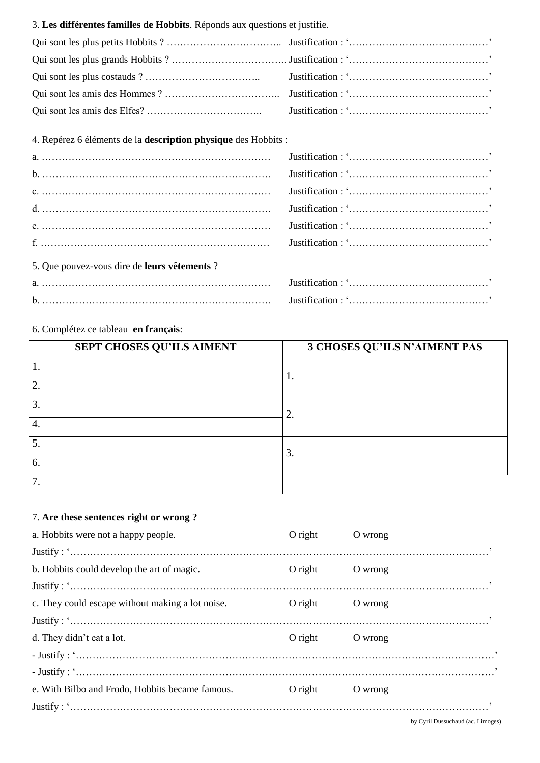3. **Les différentes familles de Hobbits**. Réponds aux questions et justifie.

Qui sont les plus petits Hobbits ? …………………………….. Justification : '……………………………………'

Qui sont les plus grands Hobbits ? …………………………….. Justification : '……………………………………'

Qui sont les plus costauds ? …………………………….. Justification : '……………………………………'

Qui sont les amis des Hommes ? …………………………….. Justification : '……………………………………'

Qui sont les amis des Elfes? …………………………….. Justification : '……………………………………'

4. Repérez 6 éléments de la **description physique** des Hobbits :

a. …………………………………………………………… Justification : '……………………………………'

b. …………………………………………………………… Justification : '……………………………………'

c. …………………………………………………………… Justification : '……………………………………'

d. …………………………………………………………… Justification : '……………………………………'

e. …………………………………………………………… Justification : '……………………………………'

f. …………………………………………………………… Justification : '……………………………………'

5. Que pouvez-vous dire de **leurs vêtements** ?

a. …………………………………………………………… Justification : '……………………………………'

b. …………………………………………………………… Justification : '……………………………………'

6. Complétez ce tableau **en français**:

| SEPT CHOSES QU'ILS AIMENT | 3 CHOSES QU'ILS N'AIMENT PAS |
|---|---|
| 1. | 1. |
| 2. | |
| 3. | 2. |
| 4. | |
| 5. | 3. |
| 6. | |
| 7. | |

7. **Are these sentences right or wrong ?**

a. Hobbits were not a happy people. O right O wrong

Justify : '…………………………………………………………………………………………………………'

b. Hobbits could develop the art of magic. O right O wrong

Justify : '…………………………………………………………………………………………………………'

c. They could escape without making a lot noise. O right O wrong

Justify : '…………………………………………………………………………………………………………'

d. They didn't eat a lot. O right O wrong

- Justify : '…………………………………………………………………………………………………………'
- Justify : '…………………………………………………………………………………………………………'

e. With Bilbo and Frodo, Hobbits became famous. O right O wrong

Justify : '…………………………………………………………………………………………………………'

by Cyril Dussuchaud (ac. Limoges)